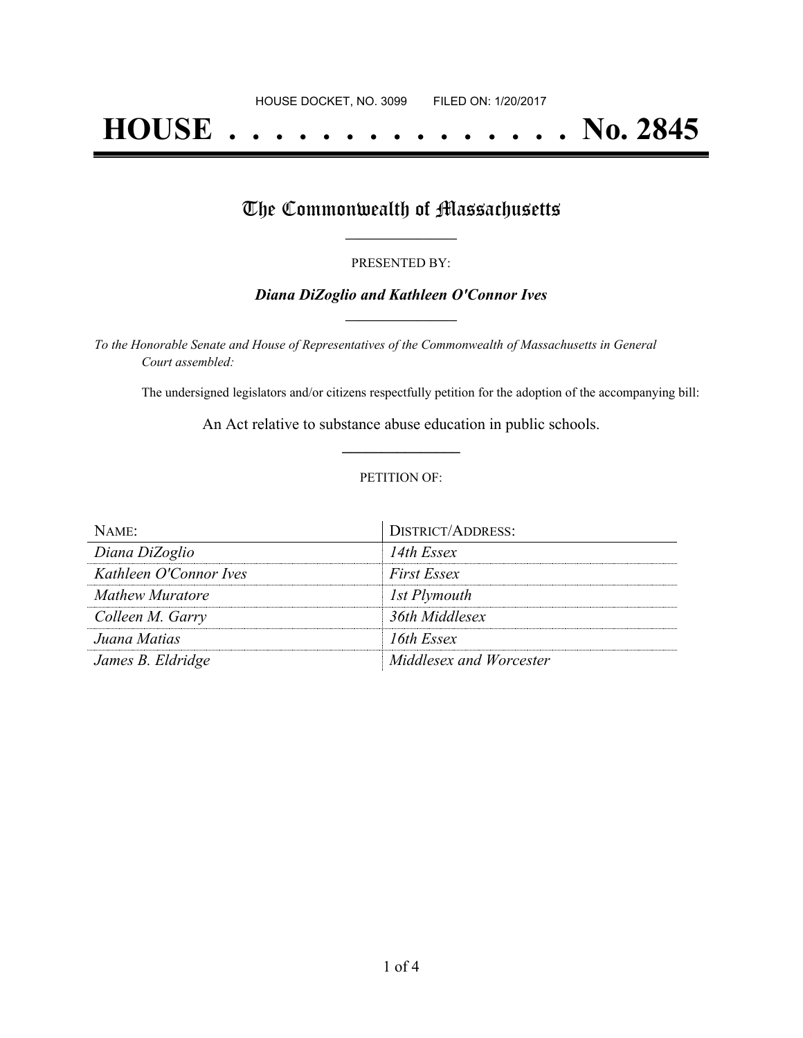HOUSE DOCKET, NO. 3099 FILED ON: 1/20/2017

# HOUSE . . . . . . . . . . . . . . . No. 2845

## The Commonwealth of Massachusetts

PRESENTED BY:

***Diana DiZoglio and Kathleen O'Connor Ives***

*To the Honorable Senate and House of Representatives of the Commonwealth of Massachusetts in General Court assembled:*

The undersigned legislators and/or citizens respectfully petition for the adoption of the accompanying bill:

An Act relative to substance abuse education in public schools.

PETITION OF:

| NAME: | DISTRICT/ADDRESS: |
|---|---|
| *Diana DiZoglio* | *14th Essex* |
| *Kathleen O'Connor Ives* | *First Essex* |
| *Mathew Muratore* | *1st Plymouth* |
| *Colleen M. Garry* | *36th Middlesex* |
| *Juana Matias* | *16th Essex* |
| *James B. Eldridge* | *Middlesex and Worcester* |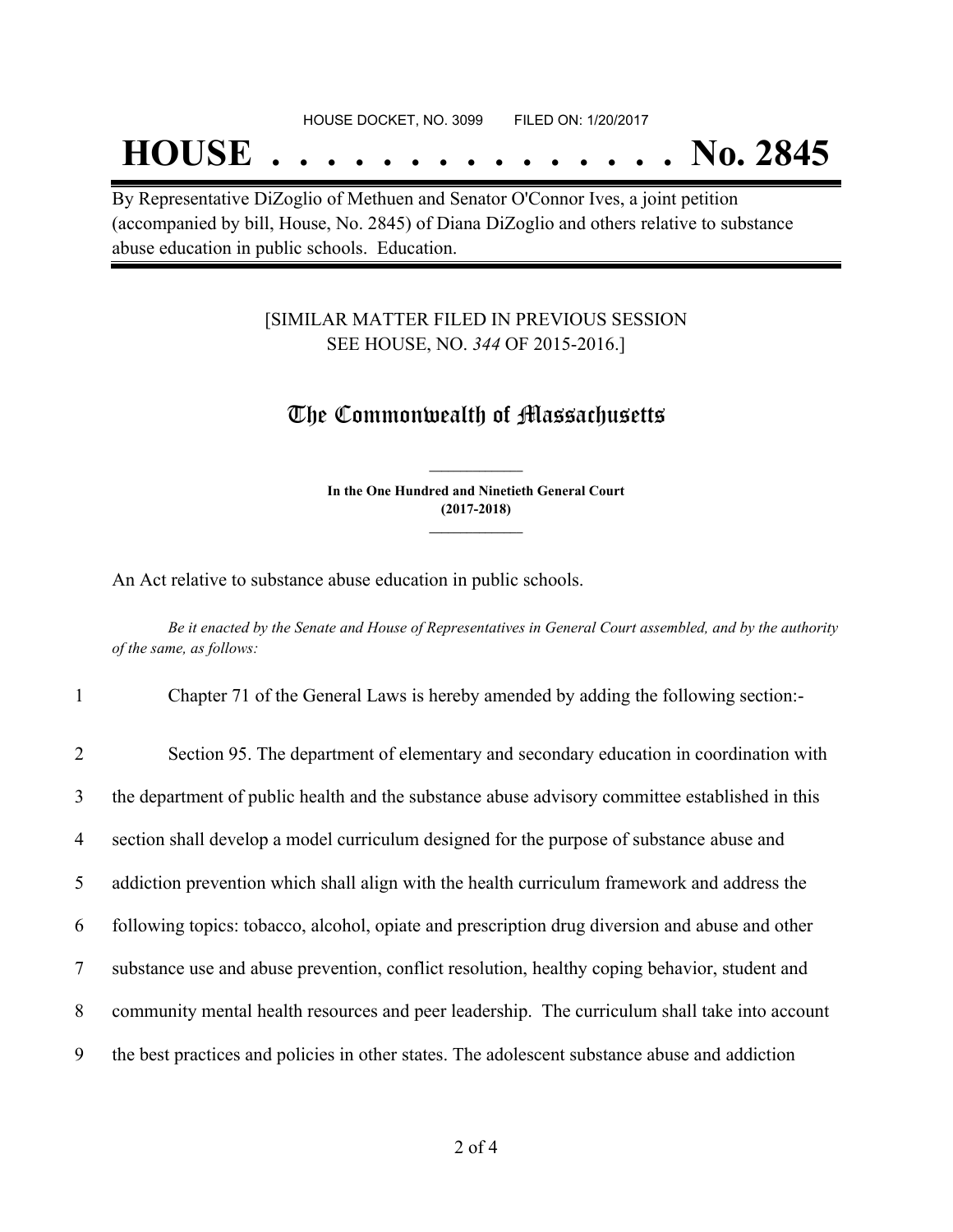HOUSE DOCKET, NO. 3099 FILED ON: 1/20/2017

# HOUSE . . . . . . . . . . . . . . . No. 2845

By Representative DiZoglio of Methuen and Senator O'Connor Ives, a joint petition (accompanied by bill, House, No. 2845) of Diana DiZoglio and others relative to substance abuse education in public schools. Education.

[SIMILAR MATTER FILED IN PREVIOUS SESSION SEE HOUSE, NO. *344* OF 2015-2016.]

## The Commonwealth of Massachusetts

**In the One Hundred and Ninetieth General Court**
**(2017-2018)**

An Act relative to substance abuse education in public schools.

*Be it enacted by the Senate and House of Representatives in General Court assembled, and by the authority of the same, as follows:*

1 Chapter 71 of the General Laws is hereby amended by adding the following section:-

2 Section 95. The department of elementary and secondary education in coordination with
3 the department of public health and the substance abuse advisory committee established in this
4 section shall develop a model curriculum designed for the purpose of substance abuse and
5 addiction prevention which shall align with the health curriculum framework and address the
6 following topics: tobacco, alcohol, opiate and prescription drug diversion and abuse and other
7 substance use and abuse prevention, conflict resolution, healthy coping behavior, student and
8 community mental health resources and peer leadership. The curriculum shall take into account
9 the best practices and policies in other states. The adolescent substance abuse and addiction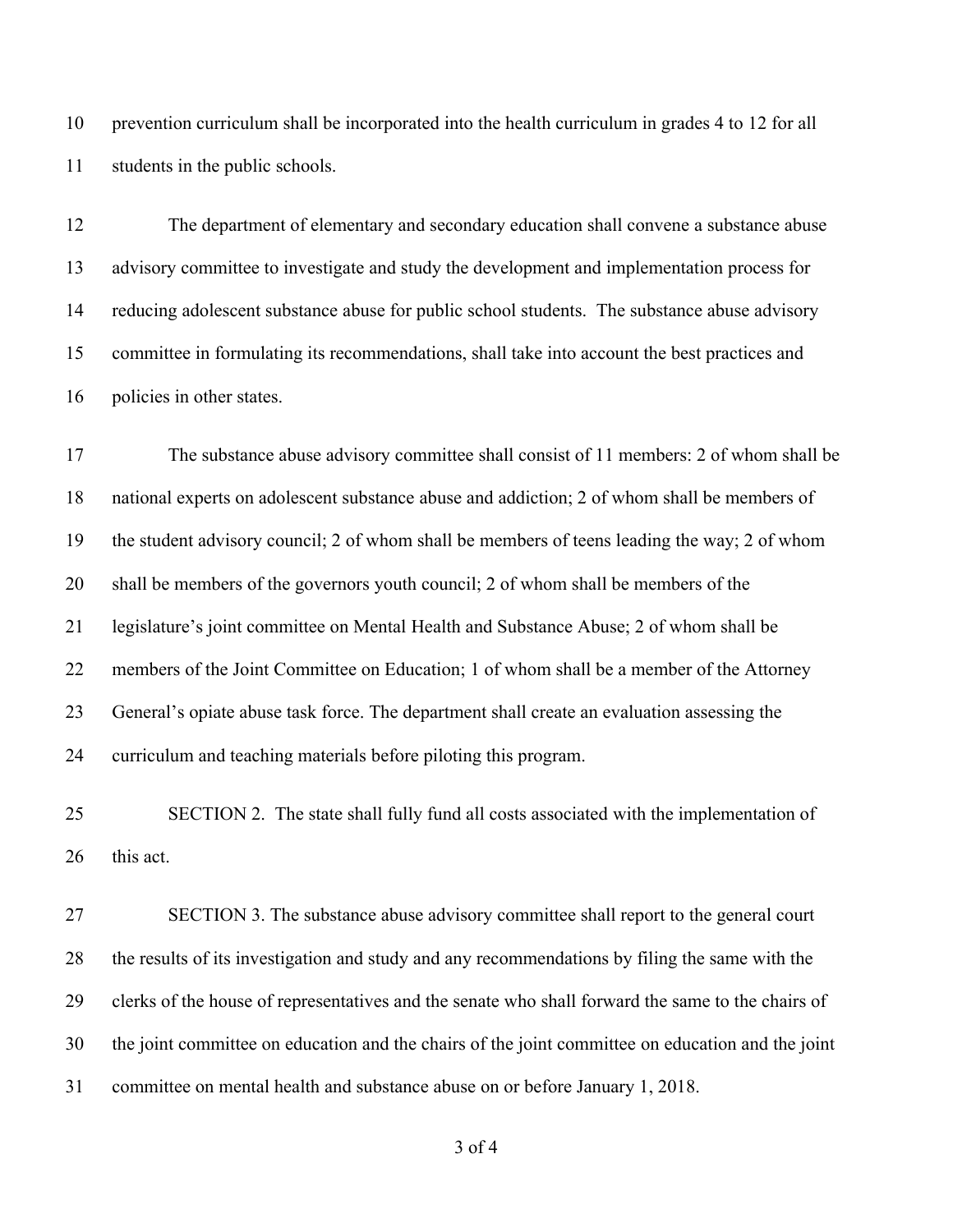prevention curriculum shall be incorporated into the health curriculum in grades 4 to 12 for all students in the public schools.

The department of elementary and secondary education shall convene a substance abuse advisory committee to investigate and study the development and implementation process for reducing adolescent substance abuse for public school students. The substance abuse advisory committee in formulating its recommendations, shall take into account the best practices and policies in other states.

The substance abuse advisory committee shall consist of 11 members: 2 of whom shall be national experts on adolescent substance abuse and addiction; 2 of whom shall be members of the student advisory council; 2 of whom shall be members of teens leading the way; 2 of whom shall be members of the governors youth council; 2 of whom shall be members of the legislature's joint committee on Mental Health and Substance Abuse; 2 of whom shall be members of the Joint Committee on Education; 1 of whom shall be a member of the Attorney General's opiate abuse task force. The department shall create an evaluation assessing the curriculum and teaching materials before piloting this program.

SECTION 2. The state shall fully fund all costs associated with the implementation of this act.

SECTION 3. The substance abuse advisory committee shall report to the general court the results of its investigation and study and any recommendations by filing the same with the clerks of the house of representatives and the senate who shall forward the same to the chairs of the joint committee on education and the chairs of the joint committee on education and the joint committee on mental health and substance abuse on or before January 1, 2018.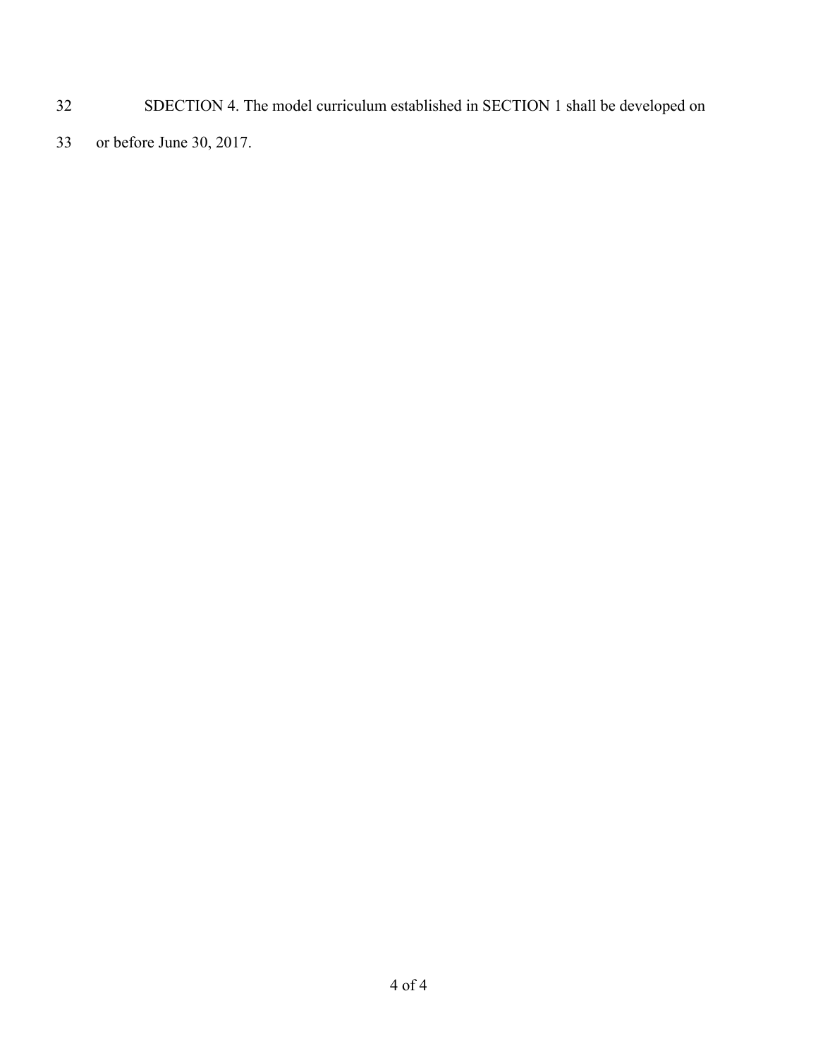32 SDECTION 4. The model curriculum established in SECTION 1 shall be developed on

33 or before June 30, 2017.